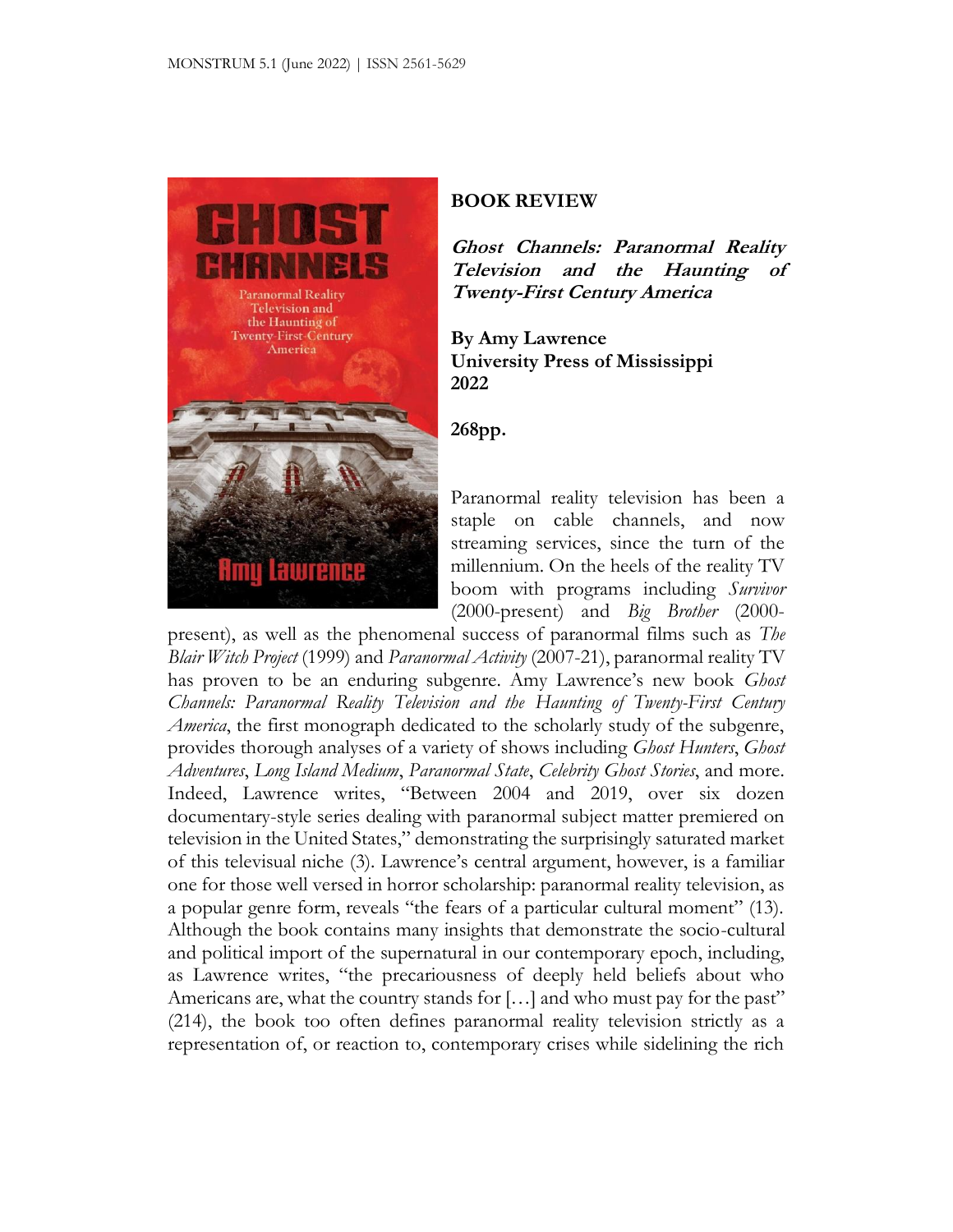## BOOK REVIEW

***Ghost Channels: Paranormal Reality Television and the Haunting of Twenty-First Century America***

**By Amy Lawrence**
**University Press of Mississippi**
**2022**

**268pp.**

Paranormal reality television has been a staple on cable channels, and now streaming services, since the turn of the millennium. On the heels of the reality TV boom with programs including *Survivor* (2000-present) and *Big Brother* (2000-present), as well as the phenomenal success of paranormal films such as *The Blair Witch Project* (1999) and *Paranormal Activity* (2007-21), paranormal reality TV has proven to be an enduring subgenre. Amy Lawrence's new book *Ghost Channels: Paranormal Reality Television and the Haunting of Twenty-First Century America*, the first monograph dedicated to the scholarly study of the subgenre, provides thorough analyses of a variety of shows including *Ghost Hunters*, *Ghost Adventures*, *Long Island Medium*, *Paranormal State*, *Celebrity Ghost Stories*, and more. Indeed, Lawrence writes, "Between 2004 and 2019, over six dozen documentary-style series dealing with paranormal subject matter premiered on television in the United States," demonstrating the surprisingly saturated market of this televisual niche (3). Lawrence's central argument, however, is a familiar one for those well versed in horror scholarship: paranormal reality television, as a popular genre form, reveals "the fears of a particular cultural moment" (13). Although the book contains many insights that demonstrate the socio-cultural and political import of the supernatural in our contemporary epoch, including, as Lawrence writes, "the precariousness of deeply held beliefs about who Americans are, what the country stands for […] and who must pay for the past" (214), the book too often defines paranormal reality television strictly as a representation of, or reaction to, contemporary crises while sidelining the rich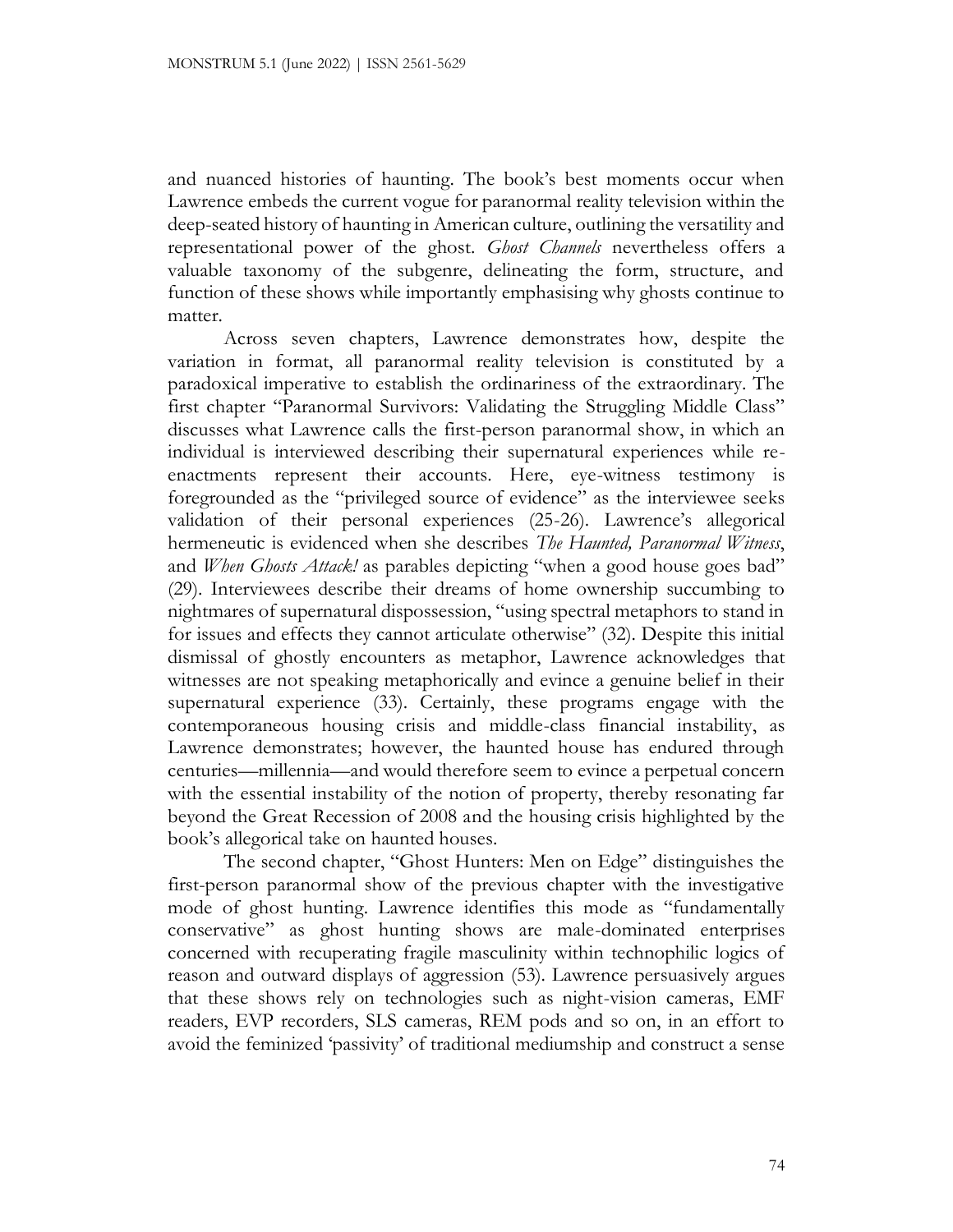and nuanced histories of haunting. The book's best moments occur when Lawrence embeds the current vogue for paranormal reality television within the deep-seated history of haunting in American culture, outlining the versatility and representational power of the ghost. *Ghost Channels* nevertheless offers a valuable taxonomy of the subgenre, delineating the form, structure, and function of these shows while importantly emphasising why ghosts continue to matter.

Across seven chapters, Lawrence demonstrates how, despite the variation in format, all paranormal reality television is constituted by a paradoxical imperative to establish the ordinariness of the extraordinary. The first chapter "Paranormal Survivors: Validating the Struggling Middle Class" discusses what Lawrence calls the first-person paranormal show, in which an individual is interviewed describing their supernatural experiences while re-enactments represent their accounts. Here, eye-witness testimony is foregrounded as the "privileged source of evidence" as the interviewee seeks validation of their personal experiences (25-26). Lawrence's allegorical hermeneutic is evidenced when she describes *The Haunted, Paranormal Witness*, and *When Ghosts Attack!* as parables depicting "when a good house goes bad" (29). Interviewees describe their dreams of home ownership succumbing to nightmares of supernatural dispossession, "using spectral metaphors to stand in for issues and effects they cannot articulate otherwise" (32). Despite this initial dismissal of ghostly encounters as metaphor, Lawrence acknowledges that witnesses are not speaking metaphorically and evince a genuine belief in their supernatural experience (33). Certainly, these programs engage with the contemporaneous housing crisis and middle-class financial instability, as Lawrence demonstrates; however, the haunted house has endured through centuries—millennia—and would therefore seem to evince a perpetual concern with the essential instability of the notion of property, thereby resonating far beyond the Great Recession of 2008 and the housing crisis highlighted by the book's allegorical take on haunted houses.

The second chapter, "Ghost Hunters: Men on Edge" distinguishes the first-person paranormal show of the previous chapter with the investigative mode of ghost hunting. Lawrence identifies this mode as "fundamentally conservative" as ghost hunting shows are male-dominated enterprises concerned with recuperating fragile masculinity within technophilic logics of reason and outward displays of aggression (53). Lawrence persuasively argues that these shows rely on technologies such as night-vision cameras, EMF readers, EVP recorders, SLS cameras, REM pods and so on, in an effort to avoid the feminized 'passivity' of traditional mediumship and construct a sense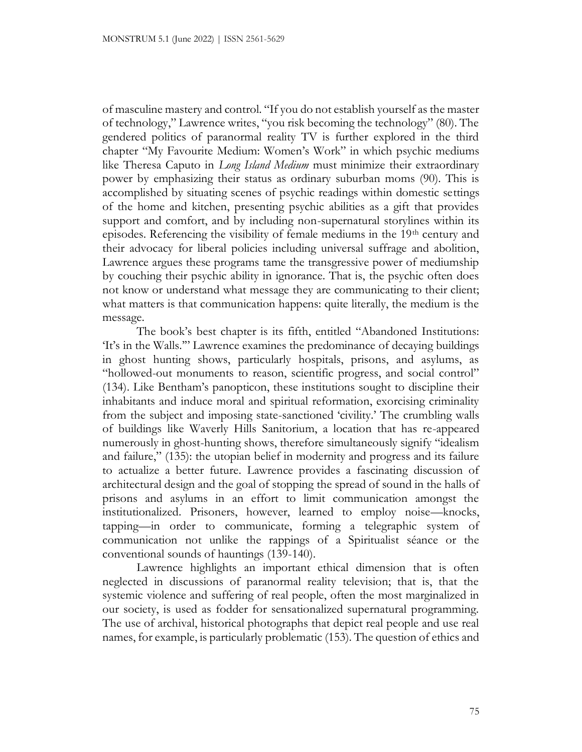of masculine mastery and control. "If you do not establish yourself as the master of technology," Lawrence writes, "you risk becoming the technology" (80). The gendered politics of paranormal reality TV is further explored in the third chapter "My Favourite Medium: Women's Work" in which psychic mediums like Theresa Caputo in *Long Island Medium* must minimize their extraordinary power by emphasizing their status as ordinary suburban moms (90). This is accomplished by situating scenes of psychic readings within domestic settings of the home and kitchen, presenting psychic abilities as a gift that provides support and comfort, and by including non-supernatural storylines within its episodes. Referencing the visibility of female mediums in the 19th century and their advocacy for liberal policies including universal suffrage and abolition, Lawrence argues these programs tame the transgressive power of mediumship by couching their psychic ability in ignorance. That is, the psychic often does not know or understand what message they are communicating to their client; what matters is that communication happens: quite literally, the medium is the message.

The book's best chapter is its fifth, entitled "Abandoned Institutions: 'It's in the Walls.'" Lawrence examines the predominance of decaying buildings in ghost hunting shows, particularly hospitals, prisons, and asylums, as "hollowed-out monuments to reason, scientific progress, and social control" (134). Like Bentham's panopticon, these institutions sought to discipline their inhabitants and induce moral and spiritual reformation, exorcising criminality from the subject and imposing state-sanctioned 'civility.' The crumbling walls of buildings like Waverly Hills Sanitorium, a location that has re-appeared numerously in ghost-hunting shows, therefore simultaneously signify "idealism and failure," (135): the utopian belief in modernity and progress and its failure to actualize a better future. Lawrence provides a fascinating discussion of architectural design and the goal of stopping the spread of sound in the halls of prisons and asylums in an effort to limit communication amongst the institutionalized. Prisoners, however, learned to employ noise—knocks, tapping—in order to communicate, forming a telegraphic system of communication not unlike the rappings of a Spiritualist séance or the conventional sounds of hauntings (139-140).

Lawrence highlights an important ethical dimension that is often neglected in discussions of paranormal reality television; that is, that the systemic violence and suffering of real people, often the most marginalized in our society, is used as fodder for sensationalized supernatural programming. The use of archival, historical photographs that depict real people and use real names, for example, is particularly problematic (153). The question of ethics and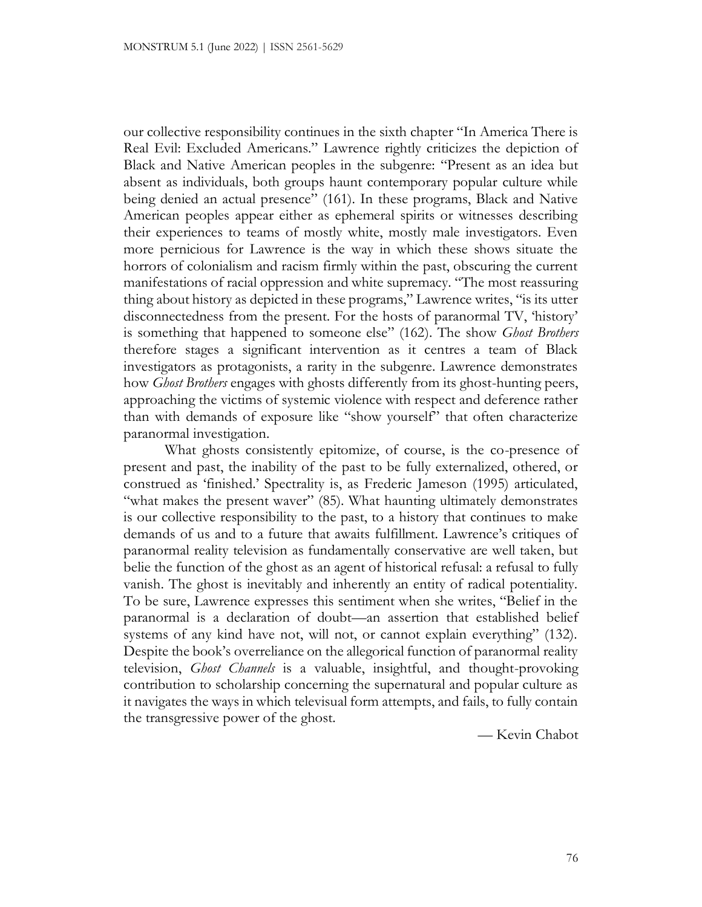our collective responsibility continues in the sixth chapter "In America There is Real Evil: Excluded Americans." Lawrence rightly criticizes the depiction of Black and Native American peoples in the subgenre: "Present as an idea but absent as individuals, both groups haunt contemporary popular culture while being denied an actual presence" (161). In these programs, Black and Native American peoples appear either as ephemeral spirits or witnesses describing their experiences to teams of mostly white, mostly male investigators. Even more pernicious for Lawrence is the way in which these shows situate the horrors of colonialism and racism firmly within the past, obscuring the current manifestations of racial oppression and white supremacy. "The most reassuring thing about history as depicted in these programs," Lawrence writes, "is its utter disconnectedness from the present. For the hosts of paranormal TV, 'history' is something that happened to someone else" (162). The show *Ghost Brothers* therefore stages a significant intervention as it centres a team of Black investigators as protagonists, a rarity in the subgenre. Lawrence demonstrates how *Ghost Brothers* engages with ghosts differently from its ghost-hunting peers, approaching the victims of systemic violence with respect and deference rather than with demands of exposure like "show yourself" that often characterize paranormal investigation.

What ghosts consistently epitomize, of course, is the co-presence of present and past, the inability of the past to be fully externalized, othered, or construed as 'finished.' Spectrality is, as Frederic Jameson (1995) articulated, "what makes the present waver" (85). What haunting ultimately demonstrates is our collective responsibility to the past, to a history that continues to make demands of us and to a future that awaits fulfillment. Lawrence's critiques of paranormal reality television as fundamentally conservative are well taken, but belie the function of the ghost as an agent of historical refusal: a refusal to fully vanish. The ghost is inevitably and inherently an entity of radical potentiality. To be sure, Lawrence expresses this sentiment when she writes, "Belief in the paranormal is a declaration of doubt—an assertion that established belief systems of any kind have not, will not, or cannot explain everything" (132). Despite the book's overreliance on the allegorical function of paranormal reality television, *Ghost Channels* is a valuable, insightful, and thought-provoking contribution to scholarship concerning the supernatural and popular culture as it navigates the ways in which televisual form attempts, and fails, to fully contain the transgressive power of the ghost.

— Kevin Chabot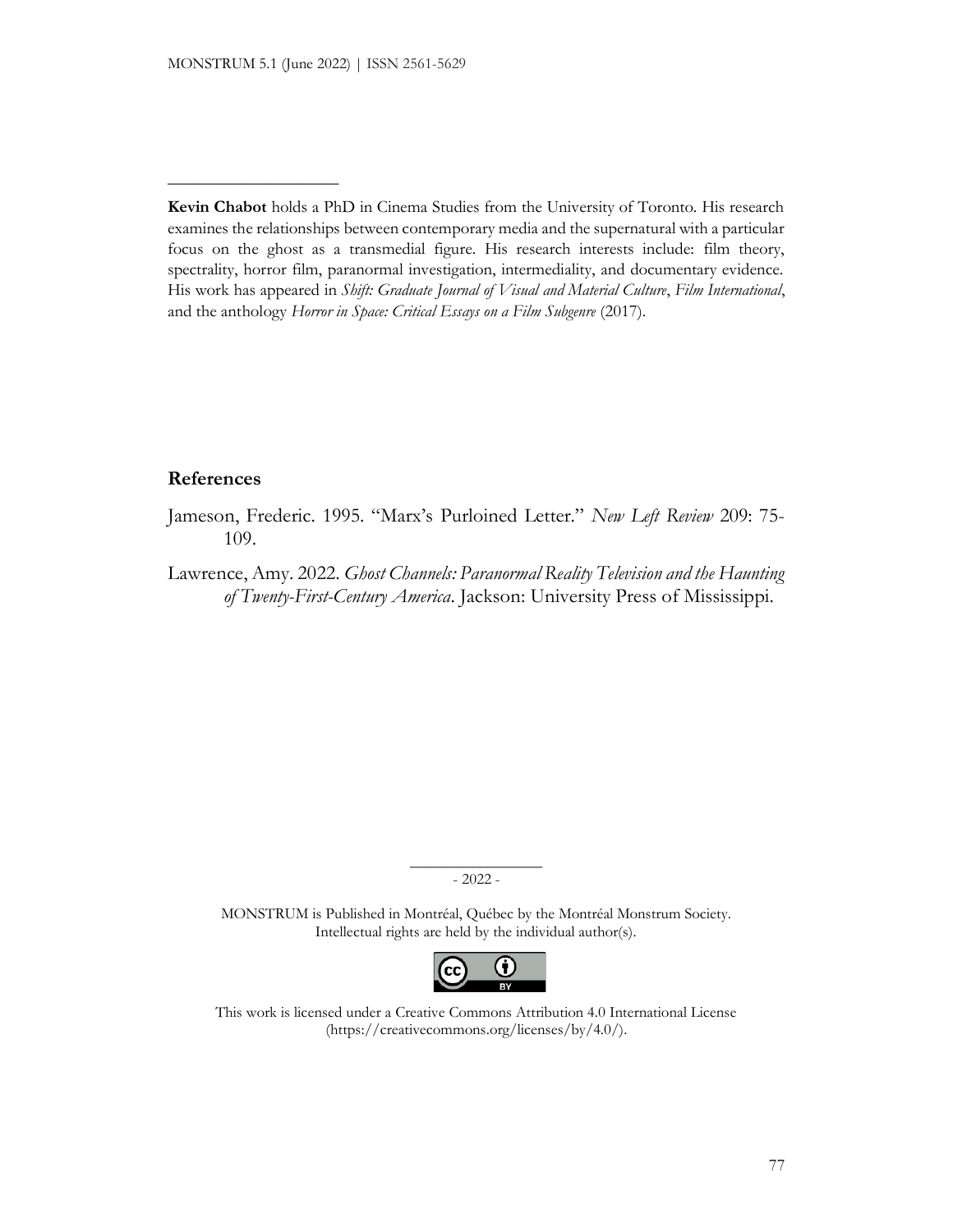---

**Kevin Chabot** holds a PhD in Cinema Studies from the University of Toronto. His research examines the relationships between contemporary media and the supernatural with a particular focus on the ghost as a transmedial figure. His research interests include: film theory, spectrality, horror film, paranormal investigation, intermediality, and documentary evidence. His work has appeared in *Shift: Graduate Journal of Visual and Material Culture*, *Film International*, and the anthology *Horror in Space: Critical Essays on a Film Subgenre* (2017).

## References

Jameson, Frederic. 1995. "Marx's Purloined Letter." *New Left Review* 209: 75-109.

Lawrence, Amy. 2022. *Ghost Channels: Paranormal Reality Television and the Haunting of Twenty-First-Century America*. Jackson: University Press of Mississippi.

---

- 2022 -

MONSTRUM is Published in Montréal, Québec by the Montréal Monstrum Society. Intellectual rights are held by the individual author(s).

This work is licensed under a Creative Commons Attribution 4.0 International License (https://creativecommons.org/licenses/by/4.0/).